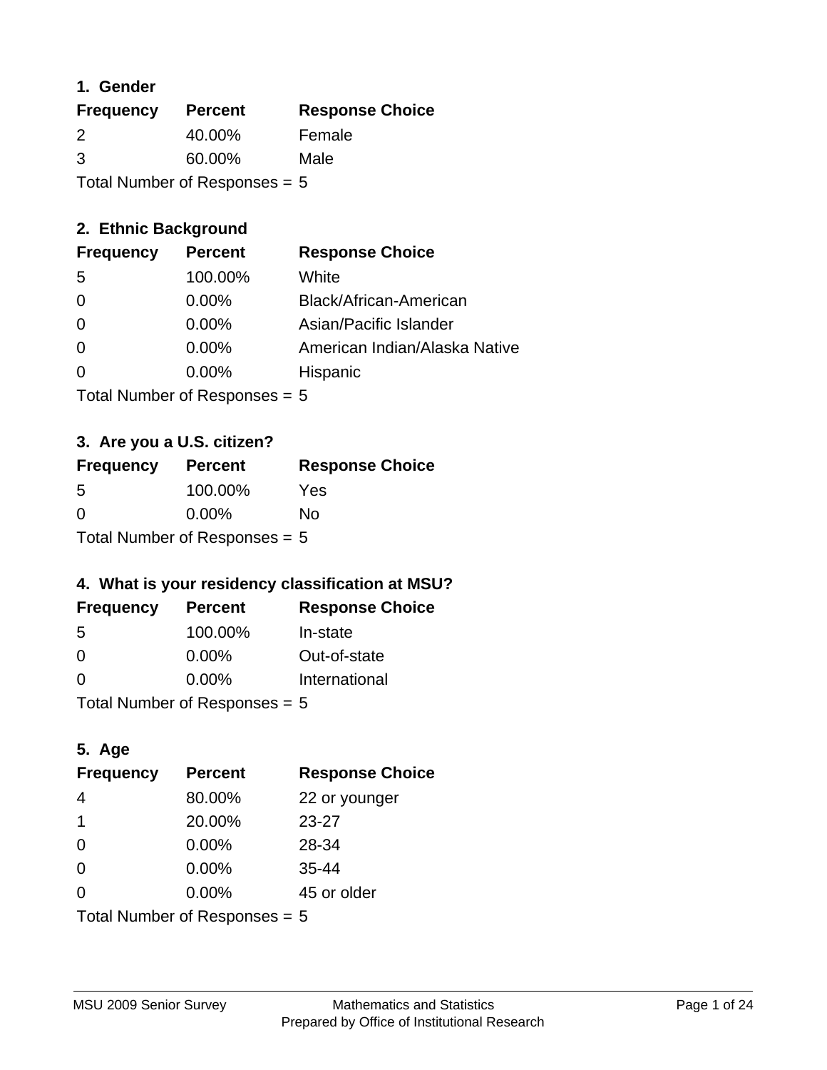### 1. Gender

| Frequency | Percent | Response Choice |
|---|---|---|
| 2 | 40.00% | Female |
| 3 | 60.00% | Male |

Total Number of Responses = 5

### 2. Ethnic Background

| Frequency | Percent | Response Choice |
|---|---|---|
| 5 | 100.00% | White |
| 0 | 0.00% | Black/African-American |
| 0 | 0.00% | Asian/Pacific Islander |
| 0 | 0.00% | American Indian/Alaska Native |
| 0 | 0.00% | Hispanic |

Total Number of Responses = 5

### 3. Are you a U.S. citizen?

| Frequency | Percent | Response Choice |
|---|---|---|
| 5 | 100.00% | Yes |
| 0 | 0.00% | No |

Total Number of Responses = 5

### 4. What is your residency classification at MSU?

| Frequency | Percent | Response Choice |
|---|---|---|
| 5 | 100.00% | In-state |
| 0 | 0.00% | Out-of-state |
| 0 | 0.00% | International |

Total Number of Responses = 5

### 5. Age

| Frequency | Percent | Response Choice |
|---|---|---|
| 4 | 80.00% | 22 or younger |
| 1 | 20.00% | 23-27 |
| 0 | 0.00% | 28-34 |
| 0 | 0.00% | 35-44 |
| 0 | 0.00% | 45 or older |

Total Number of Responses = 5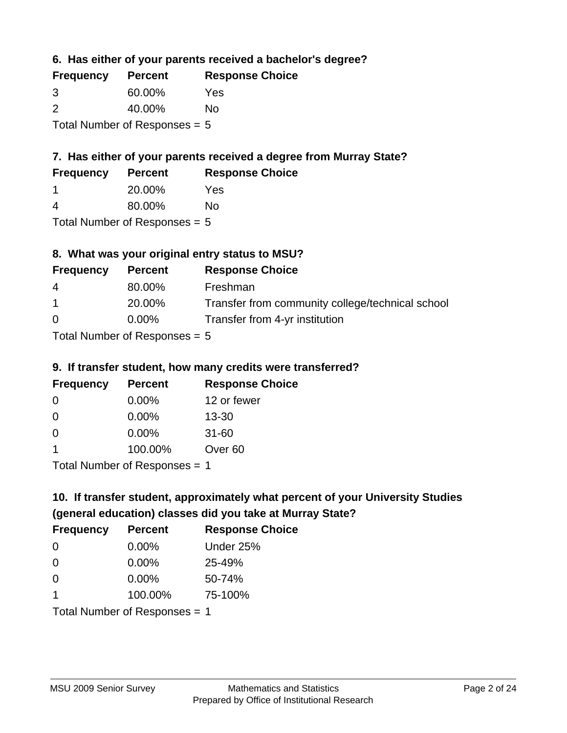### 6. Has either of your parents received a bachelor's degree?

| Frequency | Percent | Response Choice |
|---|---|---|
| 3 | 60.00% | Yes |
| 2 | 40.00% | No |

Total Number of Responses = 5

### 7. Has either of your parents received a degree from Murray State?

| Frequency | Percent | Response Choice |
|---|---|---|
| 1 | 20.00% | Yes |
| 4 | 80.00% | No |

Total Number of Responses = 5

### 8. What was your original entry status to MSU?

| Frequency | Percent | Response Choice |
|---|---|---|
| 4 | 80.00% | Freshman |
| 1 | 20.00% | Transfer from community college/technical school |
| 0 | 0.00% | Transfer from 4-yr institution |

Total Number of Responses = 5

### 9. If transfer student, how many credits were transferred?

| Frequency | Percent | Response Choice |
|---|---|---|
| 0 | 0.00% | 12 or fewer |
| 0 | 0.00% | 13-30 |
| 0 | 0.00% | 31-60 |
| 1 | 100.00% | Over 60 |

Total Number of Responses = 1

### 10. If transfer student, approximately what percent of your University Studies (general education) classes did you take at Murray State?

| Frequency | Percent | Response Choice |
|---|---|---|
| 0 | 0.00% | Under 25% |
| 0 | 0.00% | 25-49% |
| 0 | 0.00% | 50-74% |
| 1 | 100.00% | 75-100% |

Total Number of Responses = 1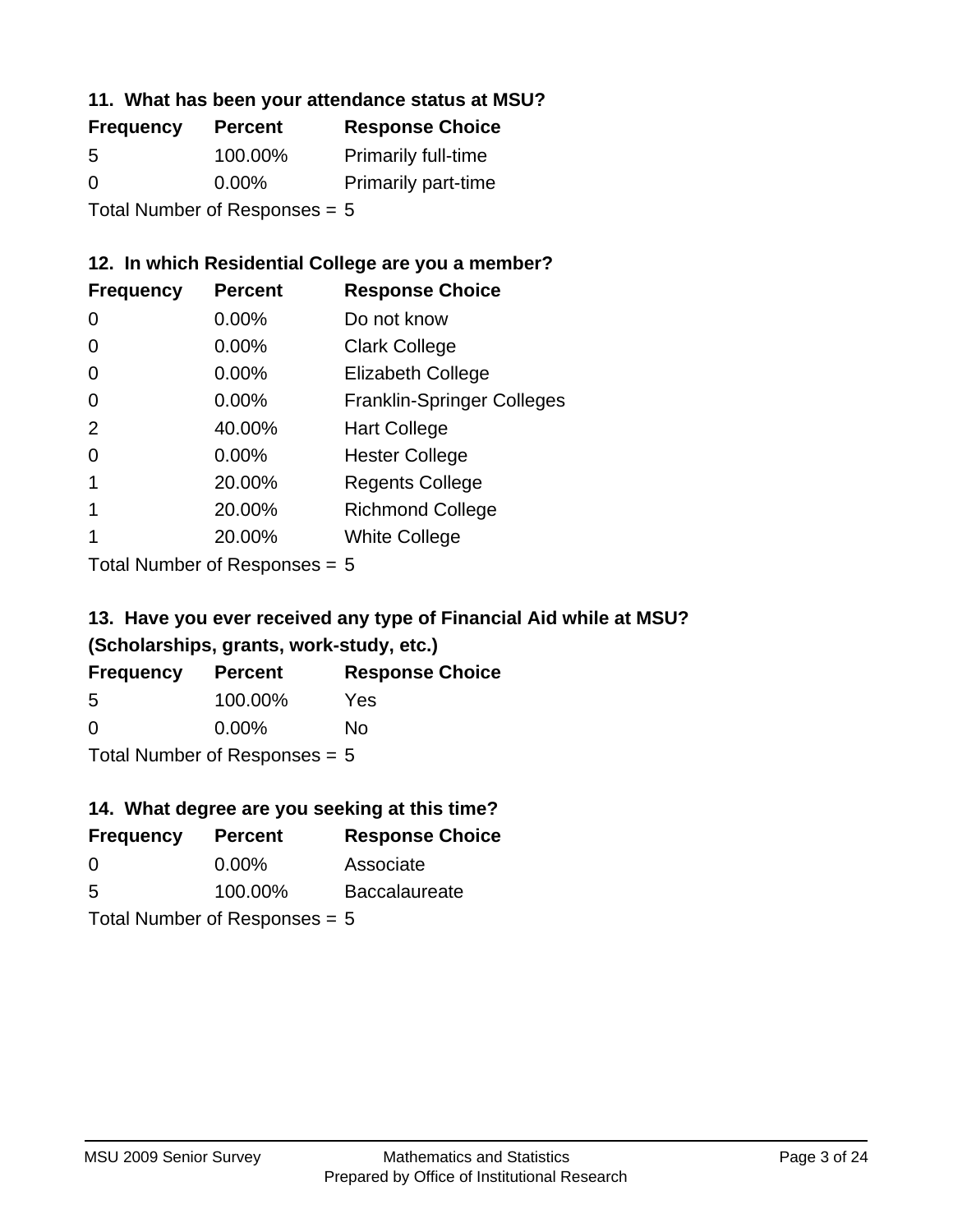### 11. What has been your attendance status at MSU?

| Frequency | Percent | Response Choice |
|---|---|---|
| 5 | 100.00% | Primarily full-time |
| 0 | 0.00% | Primarily part-time |

Total Number of Responses = 5

### 12. In which Residential College are you a member?

| Frequency | Percent | Response Choice |
|---|---|---|
| 0 | 0.00% | Do not know |
| 0 | 0.00% | Clark College |
| 0 | 0.00% | Elizabeth College |
| 0 | 0.00% | Franklin-Springer Colleges |
| 2 | 40.00% | Hart College |
| 0 | 0.00% | Hester College |
| 1 | 20.00% | Regents College |
| 1 | 20.00% | Richmond College |
| 1 | 20.00% | White College |

Total Number of Responses = 5

### 13. Have you ever received any type of Financial Aid while at MSU? (Scholarships, grants, work-study, etc.)

| Frequency | Percent | Response Choice |
|---|---|---|
| 5 | 100.00% | Yes |
| 0 | 0.00% | No |

Total Number of Responses = 5

### 14. What degree are you seeking at this time?

| Frequency | Percent | Response Choice |
|---|---|---|
| 0 | 0.00% | Associate |
| 5 | 100.00% | Baccalaureate |

Total Number of Responses = 5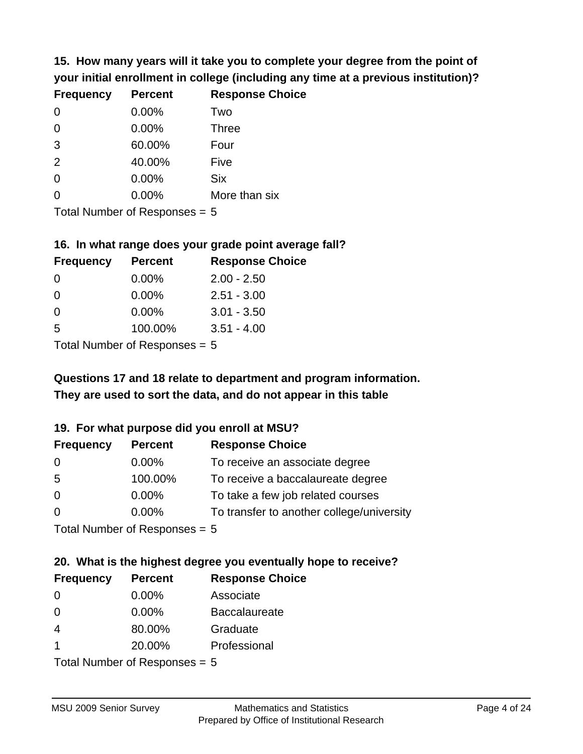### 15. How many years will it take you to complete your degree from the point of your initial enrollment in college (including any time at a previous institution)?

| Frequency | Percent | Response Choice |
|---|---|---|
| 0 | 0.00% | Two |
| 0 | 0.00% | Three |
| 3 | 60.00% | Four |
| 2 | 40.00% | Five |
| 0 | 0.00% | Six |
| 0 | 0.00% | More than six |

Total Number of Responses = 5

### 16. In what range does your grade point average fall?

| Frequency | Percent | Response Choice |
|---|---|---|
| 0 | 0.00% | 2.00 - 2.50 |
| 0 | 0.00% | 2.51 - 3.00 |
| 0 | 0.00% | 3.01 - 3.50 |
| 5 | 100.00% | 3.51 - 4.00 |

Total Number of Responses = 5

**Questions 17 and 18 relate to department and program information. They are used to sort the data, and do not appear in this table**

### 19. For what purpose did you enroll at MSU?

| Frequency | Percent | Response Choice |
|---|---|---|
| 0 | 0.00% | To receive an associate degree |
| 5 | 100.00% | To receive a baccalaureate degree |
| 0 | 0.00% | To take a few job related courses |
| 0 | 0.00% | To transfer to another college/university |

Total Number of Responses = 5

### 20. What is the highest degree you eventually hope to receive?

| Frequency | Percent | Response Choice |
|---|---|---|
| 0 | 0.00% | Associate |
| 0 | 0.00% | Baccalaureate |
| 4 | 80.00% | Graduate |
| 1 | 20.00% | Professional |

Total Number of Responses = 5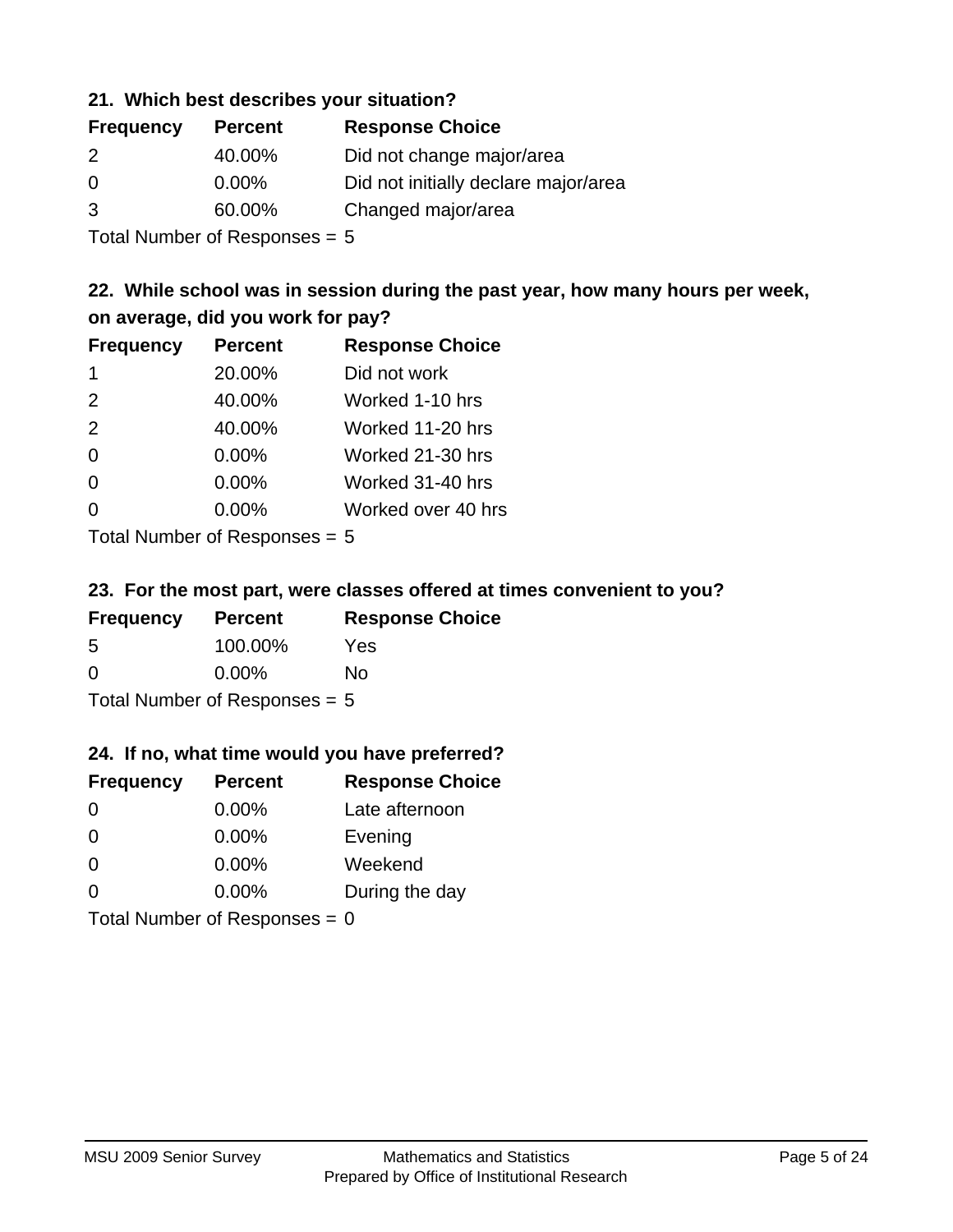### 21. Which best describes your situation?

| Frequency | Percent | Response Choice |
|---|---|---|
| 2 | 40.00% | Did not change major/area |
| 0 | 0.00% | Did not initially declare major/area |
| 3 | 60.00% | Changed major/area |

Total Number of Responses = 5

### 22. While school was in session during the past year, how many hours per week, on average, did you work for pay?

| Frequency | Percent | Response Choice |
|---|---|---|
| 1 | 20.00% | Did not work |
| 2 | 40.00% | Worked 1-10 hrs |
| 2 | 40.00% | Worked 11-20 hrs |
| 0 | 0.00% | Worked 21-30 hrs |
| 0 | 0.00% | Worked 31-40 hrs |
| 0 | 0.00% | Worked over 40 hrs |

Total Number of Responses = 5

### 23. For the most part, were classes offered at times convenient to you?

| Frequency | Percent | Response Choice |
|---|---|---|
| 5 | 100.00% | Yes |
| 0 | 0.00% | No |

Total Number of Responses = 5

### 24. If no, what time would you have preferred?

| Frequency | Percent | Response Choice |
|---|---|---|
| 0 | 0.00% | Late afternoon |
| 0 | 0.00% | Evening |
| 0 | 0.00% | Weekend |
| 0 | 0.00% | During the day |

Total Number of Responses = 0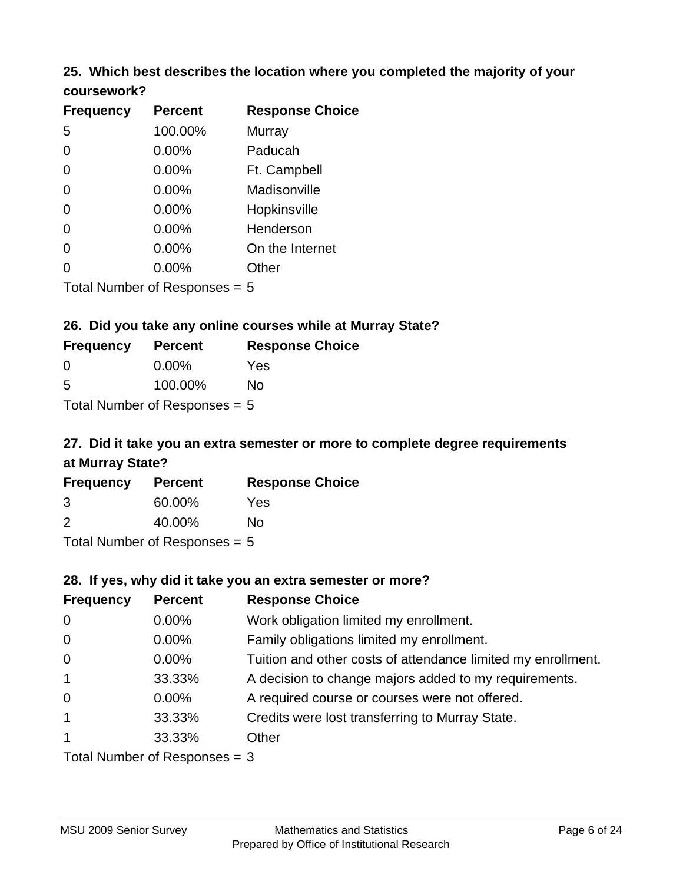## 25. Which best describes the location where you completed the majority of your coursework?

| Frequency | Percent | Response Choice |
|---|---|---|
| 5 | 100.00% | Murray |
| 0 | 0.00% | Paducah |
| 0 | 0.00% | Ft. Campbell |
| 0 | 0.00% | Madisonville |
| 0 | 0.00% | Hopkinsville |
| 0 | 0.00% | Henderson |
| 0 | 0.00% | On the Internet |
| 0 | 0.00% | Other |

Total Number of Responses = 5

## 26. Did you take any online courses while at Murray State?

| Frequency | Percent | Response Choice |
|---|---|---|
| 0 | 0.00% | Yes |
| 5 | 100.00% | No |

Total Number of Responses = 5

## 27. Did it take you an extra semester or more to complete degree requirements at Murray State?

| Frequency | Percent | Response Choice |
|---|---|---|
| 3 | 60.00% | Yes |
| 2 | 40.00% | No |

Total Number of Responses = 5

## 28. If yes, why did it take you an extra semester or more?

| Frequency | Percent | Response Choice |
|---|---|---|
| 0 | 0.00% | Work obligation limited my enrollment. |
| 0 | 0.00% | Family obligations limited my enrollment. |
| 0 | 0.00% | Tuition and other costs of attendance limited my enrollment. |
| 1 | 33.33% | A decision to change majors added to my requirements. |
| 0 | 0.00% | A required course or courses were not offered. |
| 1 | 33.33% | Credits were lost transferring to Murray State. |
| 1 | 33.33% | Other |

Total Number of Responses = 3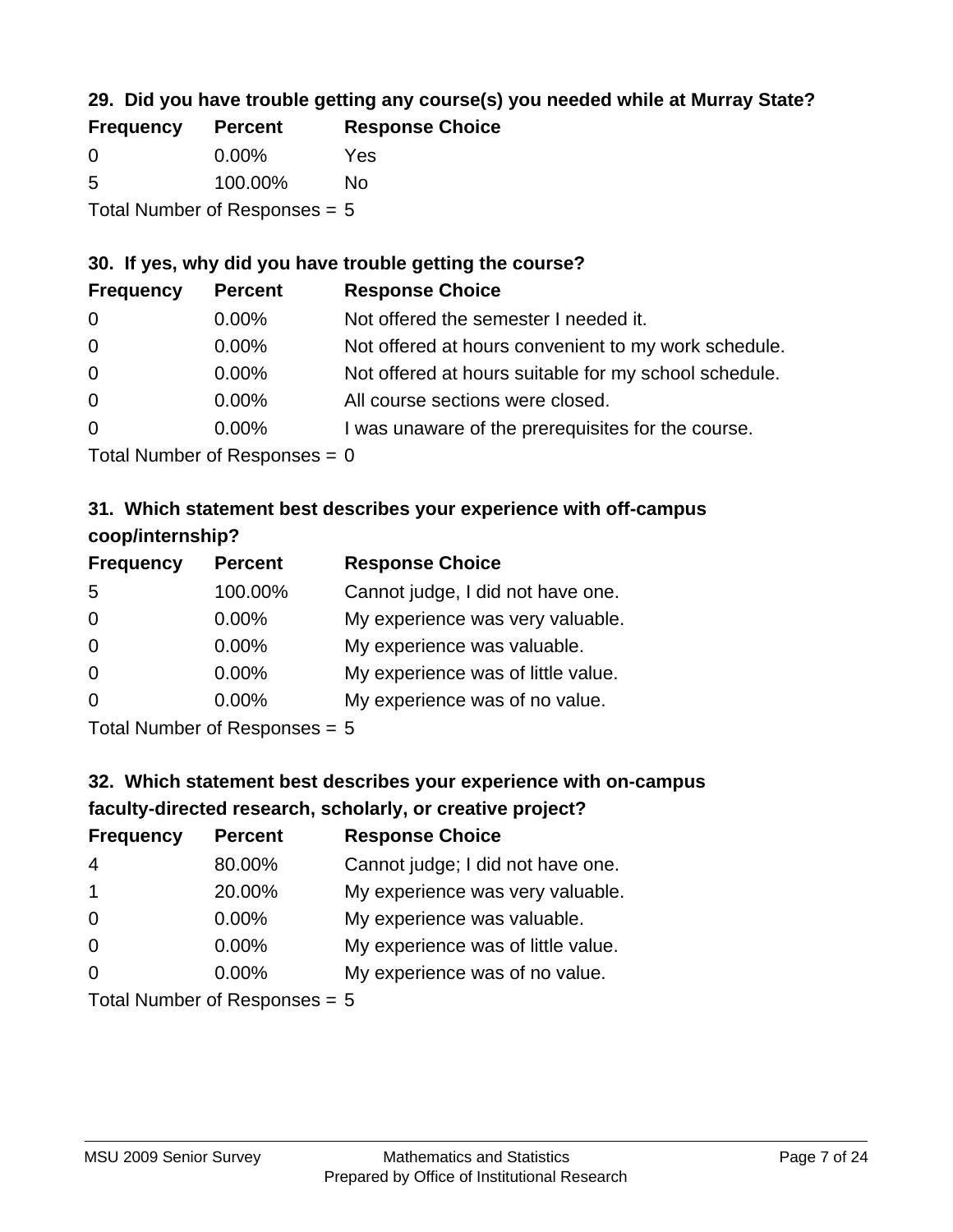### 29. Did you have trouble getting any course(s) you needed while at Murray State?

| Frequency | Percent | Response Choice |
|---|---|---|
| 0 | 0.00% | Yes |
| 5 | 100.00% | No |

Total Number of Responses = 5

### 30. If yes, why did you have trouble getting the course?

| Frequency | Percent | Response Choice |
|---|---|---|
| 0 | 0.00% | Not offered the semester I needed it. |
| 0 | 0.00% | Not offered at hours convenient to my work schedule. |
| 0 | 0.00% | Not offered at hours suitable for my school schedule. |
| 0 | 0.00% | All course sections were closed. |
| 0 | 0.00% | I was unaware of the prerequisites for the course. |

Total Number of Responses = 0

### 31. Which statement best describes your experience with off-campus coop/internship?

| Frequency | Percent | Response Choice |
|---|---|---|
| 5 | 100.00% | Cannot judge, I did not have one. |
| 0 | 0.00% | My experience was very valuable. |
| 0 | 0.00% | My experience was valuable. |
| 0 | 0.00% | My experience was of little value. |
| 0 | 0.00% | My experience was of no value. |

Total Number of Responses = 5

### 32. Which statement best describes your experience with on-campus faculty-directed research, scholarly, or creative project?

| Frequency | Percent | Response Choice |
|---|---|---|
| 4 | 80.00% | Cannot judge; I did not have one. |
| 1 | 20.00% | My experience was very valuable. |
| 0 | 0.00% | My experience was valuable. |
| 0 | 0.00% | My experience was of little value. |
| 0 | 0.00% | My experience was of no value. |

Total Number of Responses = 5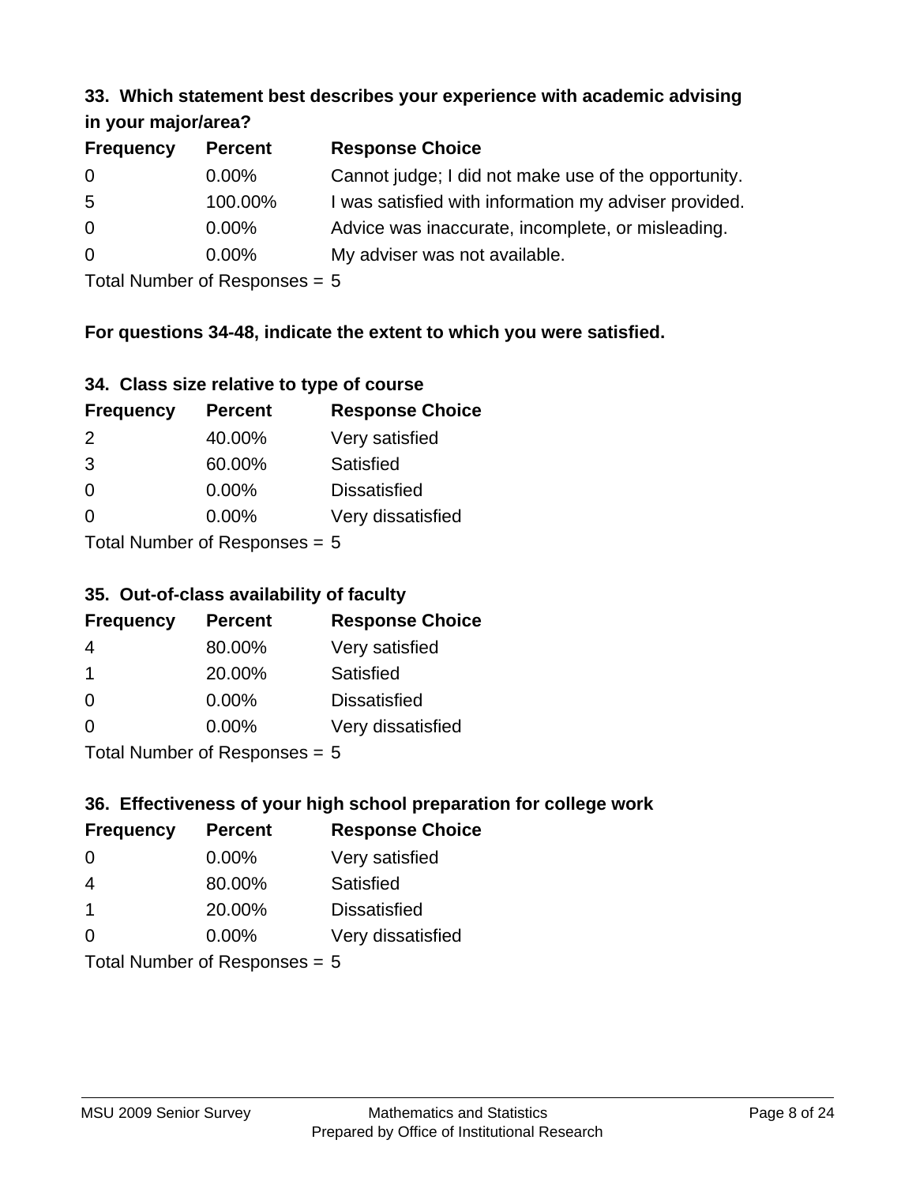### 33. Which statement best describes your experience with academic advising in your major/area?

| Frequency | Percent | Response Choice |
|---|---|---|
| 0 | 0.00% | Cannot judge; I did not make use of the opportunity. |
| 5 | 100.00% | I was satisfied with information my adviser provided. |
| 0 | 0.00% | Advice was inaccurate, incomplete, or misleading. |
| 0 | 0.00% | My adviser was not available. |

Total Number of Responses = 5

**For questions 34-48, indicate the extent to which you were satisfied.**

### 34. Class size relative to type of course

| Frequency | Percent | Response Choice |
|---|---|---|
| 2 | 40.00% | Very satisfied |
| 3 | 60.00% | Satisfied |
| 0 | 0.00% | Dissatisfied |
| 0 | 0.00% | Very dissatisfied |

Total Number of Responses = 5

### 35. Out-of-class availability of faculty

| Frequency | Percent | Response Choice |
|---|---|---|
| 4 | 80.00% | Very satisfied |
| 1 | 20.00% | Satisfied |
| 0 | 0.00% | Dissatisfied |
| 0 | 0.00% | Very dissatisfied |

Total Number of Responses = 5

### 36. Effectiveness of your high school preparation for college work

| Frequency | Percent | Response Choice |
|---|---|---|
| 0 | 0.00% | Very satisfied |
| 4 | 80.00% | Satisfied |
| 1 | 20.00% | Dissatisfied |
| 0 | 0.00% | Very dissatisfied |

Total Number of Responses = 5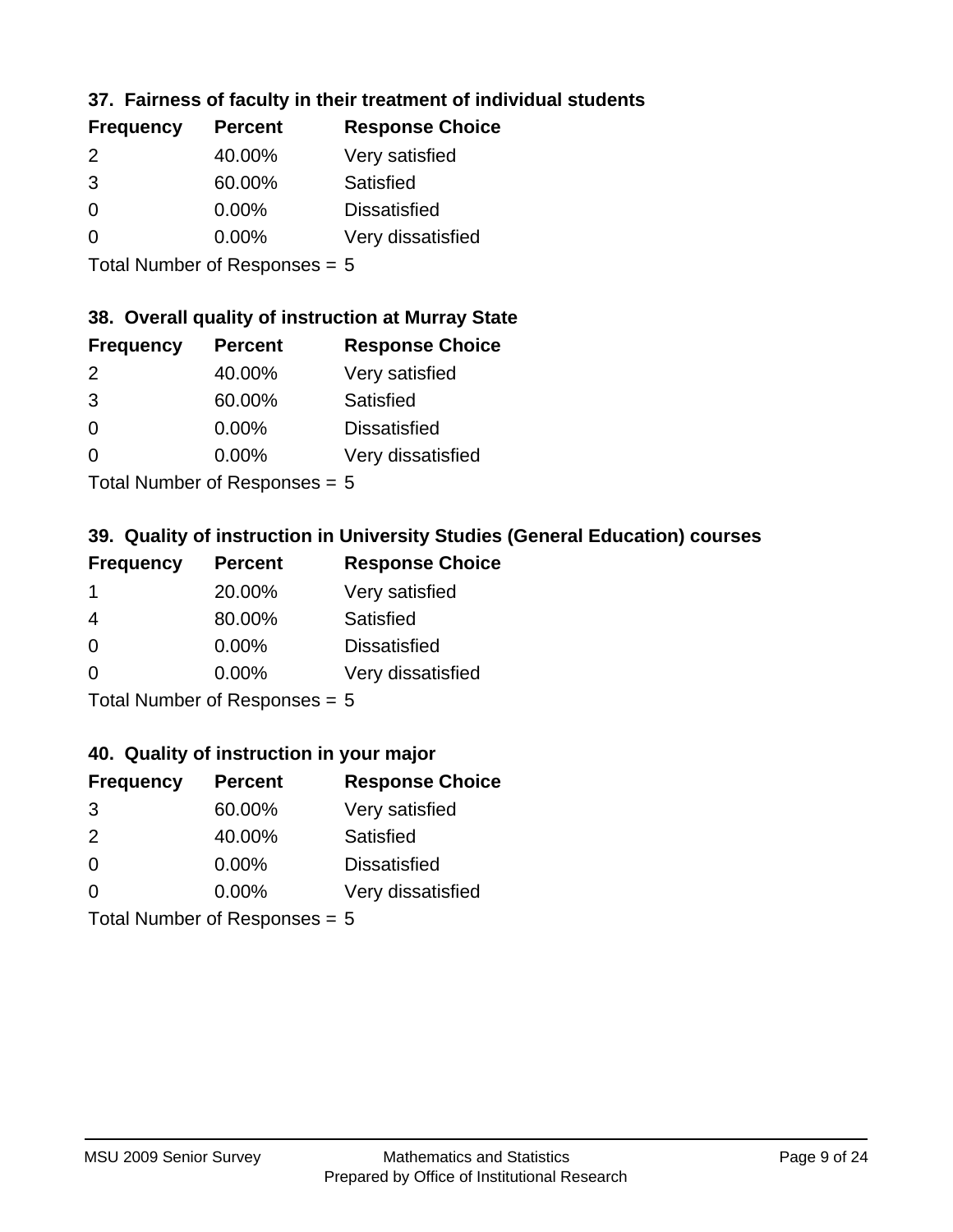### 37. Fairness of faculty in their treatment of individual students

| Frequency | Percent | Response Choice |
|---|---|---|
| 2 | 40.00% | Very satisfied |
| 3 | 60.00% | Satisfied |
| 0 | 0.00% | Dissatisfied |
| 0 | 0.00% | Very dissatisfied |

Total Number of Responses = 5

### 38. Overall quality of instruction at Murray State

| Frequency | Percent | Response Choice |
|---|---|---|
| 2 | 40.00% | Very satisfied |
| 3 | 60.00% | Satisfied |
| 0 | 0.00% | Dissatisfied |
| 0 | 0.00% | Very dissatisfied |

Total Number of Responses = 5

### 39. Quality of instruction in University Studies (General Education) courses

| Frequency | Percent | Response Choice |
|---|---|---|
| 1 | 20.00% | Very satisfied |
| 4 | 80.00% | Satisfied |
| 0 | 0.00% | Dissatisfied |
| 0 | 0.00% | Very dissatisfied |

Total Number of Responses = 5

### 40. Quality of instruction in your major

| Frequency | Percent | Response Choice |
|---|---|---|
| 3 | 60.00% | Very satisfied |
| 2 | 40.00% | Satisfied |
| 0 | 0.00% | Dissatisfied |
| 0 | 0.00% | Very dissatisfied |

Total Number of Responses = 5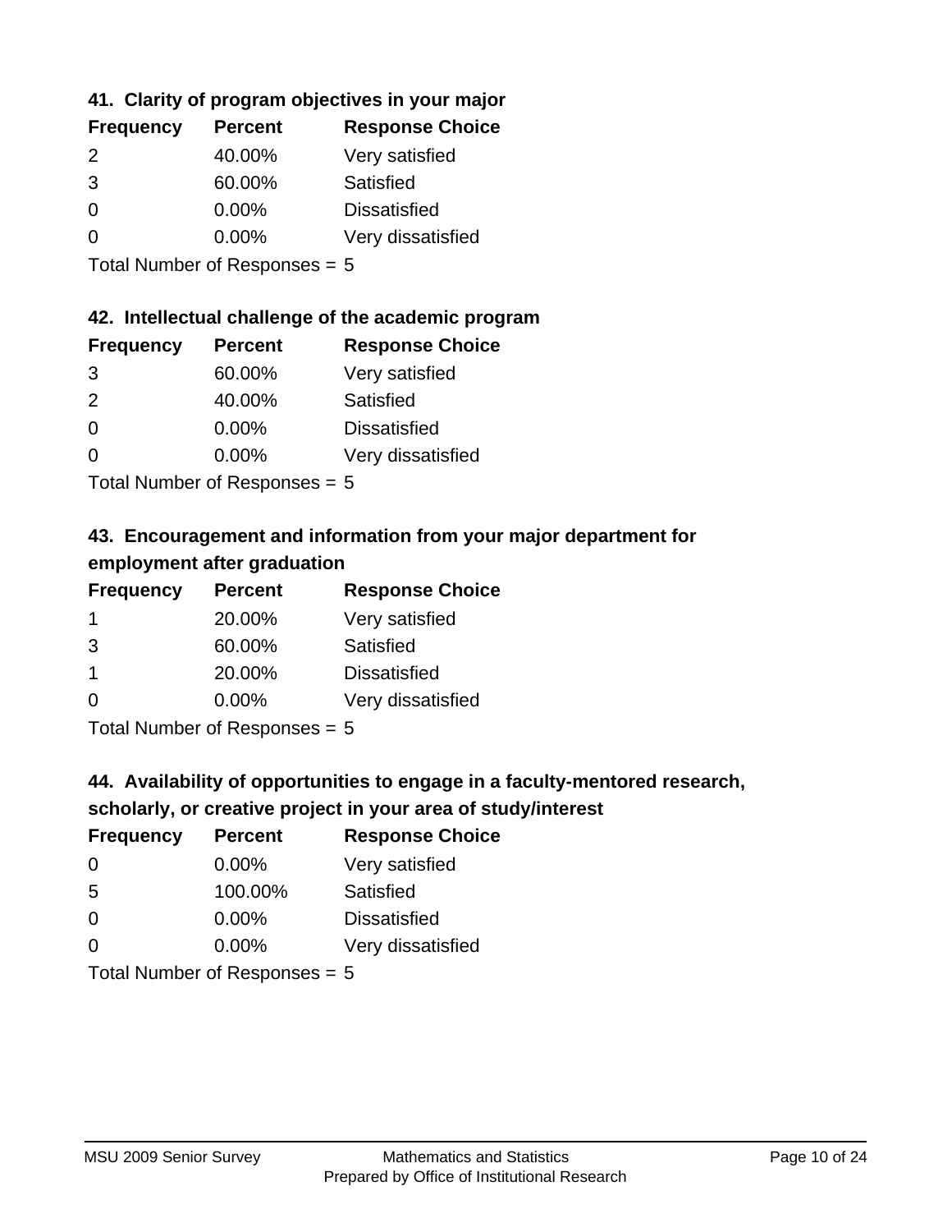### 41. Clarity of program objectives in your major

| Frequency | Percent | Response Choice |
| --- | --- | --- |
| 2 | 40.00% | Very satisfied |
| 3 | 60.00% | Satisfied |
| 0 | 0.00% | Dissatisfied |
| 0 | 0.00% | Very dissatisfied |

Total Number of Responses = 5

### 42. Intellectual challenge of the academic program

| Frequency | Percent | Response Choice |
| --- | --- | --- |
| 3 | 60.00% | Very satisfied |
| 2 | 40.00% | Satisfied |
| 0 | 0.00% | Dissatisfied |
| 0 | 0.00% | Very dissatisfied |

Total Number of Responses = 5

### 43. Encouragement and information from your major department for employment after graduation

| Frequency | Percent | Response Choice |
| --- | --- | --- |
| 1 | 20.00% | Very satisfied |
| 3 | 60.00% | Satisfied |
| 1 | 20.00% | Dissatisfied |
| 0 | 0.00% | Very dissatisfied |

Total Number of Responses = 5

### 44. Availability of opportunities to engage in a faculty-mentored research, scholarly, or creative project in your area of study/interest

| Frequency | Percent | Response Choice |
| --- | --- | --- |
| 0 | 0.00% | Very satisfied |
| 5 | 100.00% | Satisfied |
| 0 | 0.00% | Dissatisfied |
| 0 | 0.00% | Very dissatisfied |

Total Number of Responses = 5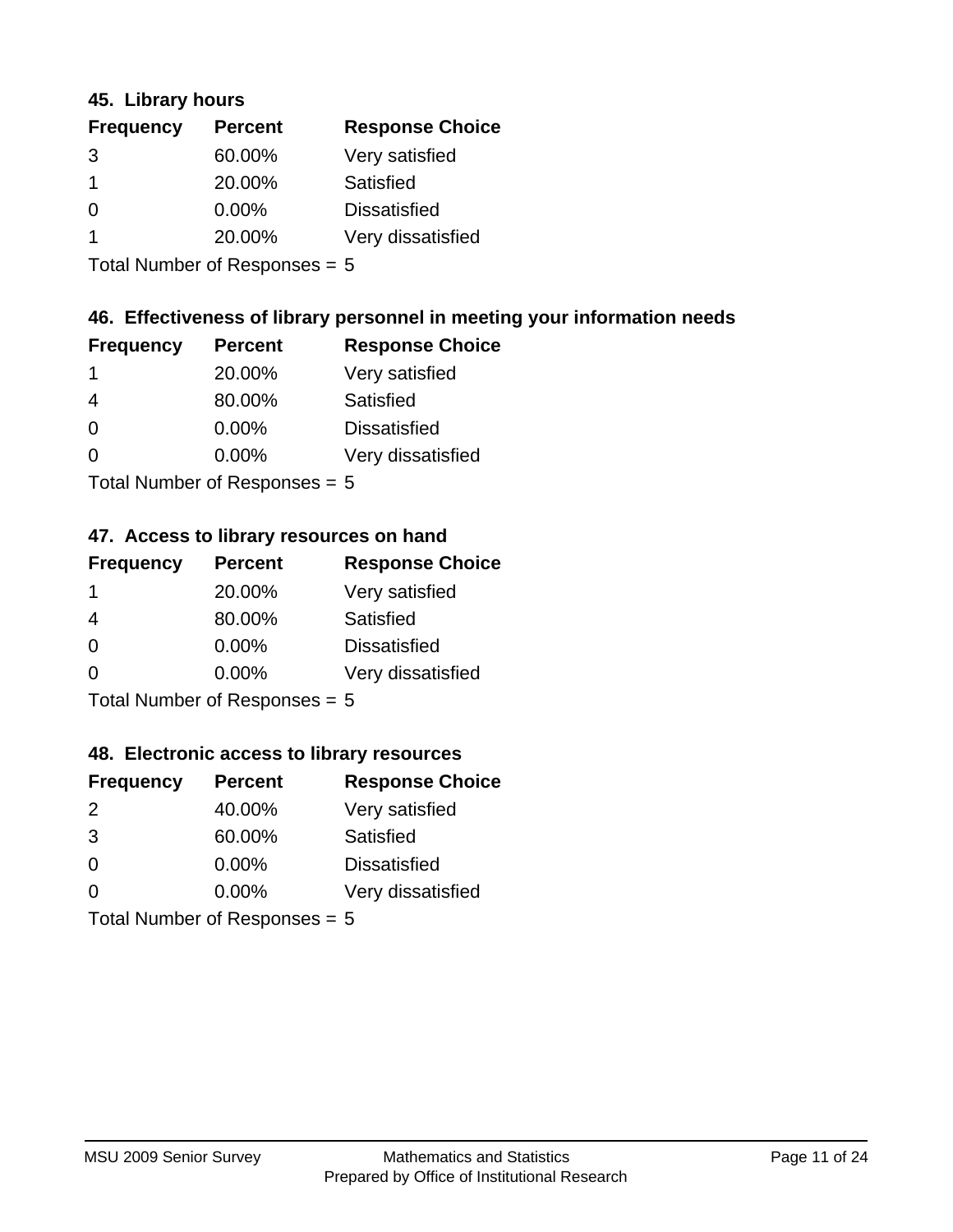### 45. Library hours

| Frequency | Percent | Response Choice |
|---|---|---|
| 3 | 60.00% | Very satisfied |
| 1 | 20.00% | Satisfied |
| 0 | 0.00% | Dissatisfied |
| 1 | 20.00% | Very dissatisfied |

Total Number of Responses = 5

### 46. Effectiveness of library personnel in meeting your information needs

| Frequency | Percent | Response Choice |
|---|---|---|
| 1 | 20.00% | Very satisfied |
| 4 | 80.00% | Satisfied |
| 0 | 0.00% | Dissatisfied |
| 0 | 0.00% | Very dissatisfied |

Total Number of Responses = 5

### 47. Access to library resources on hand

| Frequency | Percent | Response Choice |
|---|---|---|
| 1 | 20.00% | Very satisfied |
| 4 | 80.00% | Satisfied |
| 0 | 0.00% | Dissatisfied |
| 0 | 0.00% | Very dissatisfied |

Total Number of Responses = 5

### 48. Electronic access to library resources

| Frequency | Percent | Response Choice |
|---|---|---|
| 2 | 40.00% | Very satisfied |
| 3 | 60.00% | Satisfied |
| 0 | 0.00% | Dissatisfied |
| 0 | 0.00% | Very dissatisfied |

Total Number of Responses = 5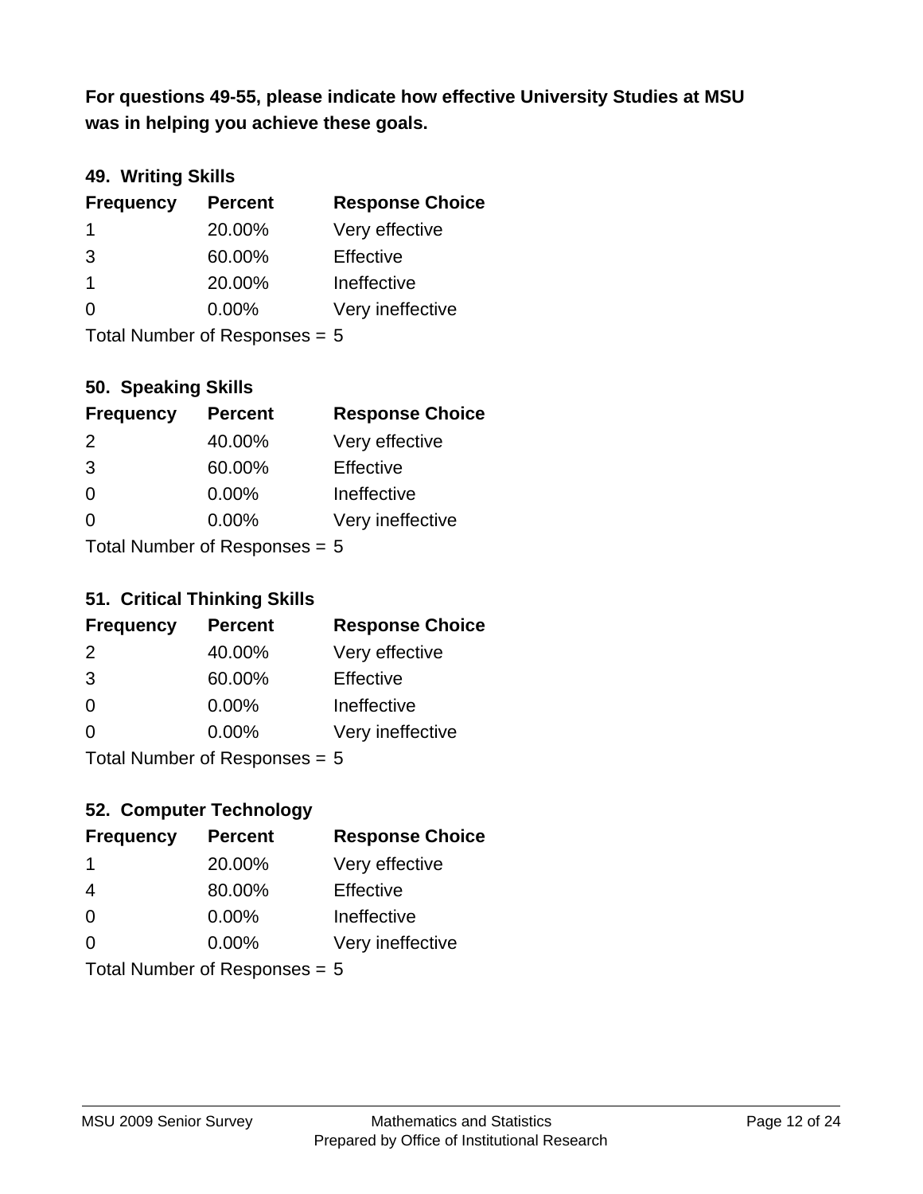**For questions 49-55, please indicate how effective University Studies at MSU was in helping you achieve these goals.**

### 49. Writing Skills

| Frequency | Percent | Response Choice |
|---|---|---|
| 1 | 20.00% | Very effective |
| 3 | 60.00% | Effective |
| 1 | 20.00% | Ineffective |
| 0 | 0.00% | Very ineffective |

Total Number of Responses = 5

### 50. Speaking Skills

| Frequency | Percent | Response Choice |
|---|---|---|
| 2 | 40.00% | Very effective |
| 3 | 60.00% | Effective |
| 0 | 0.00% | Ineffective |
| 0 | 0.00% | Very ineffective |

Total Number of Responses = 5

### 51. Critical Thinking Skills

| Frequency | Percent | Response Choice |
|---|---|---|
| 2 | 40.00% | Very effective |
| 3 | 60.00% | Effective |
| 0 | 0.00% | Ineffective |
| 0 | 0.00% | Very ineffective |

Total Number of Responses = 5

### 52. Computer Technology

| Frequency | Percent | Response Choice |
|---|---|---|
| 1 | 20.00% | Very effective |
| 4 | 80.00% | Effective |
| 0 | 0.00% | Ineffective |
| 0 | 0.00% | Very ineffective |

Total Number of Responses = 5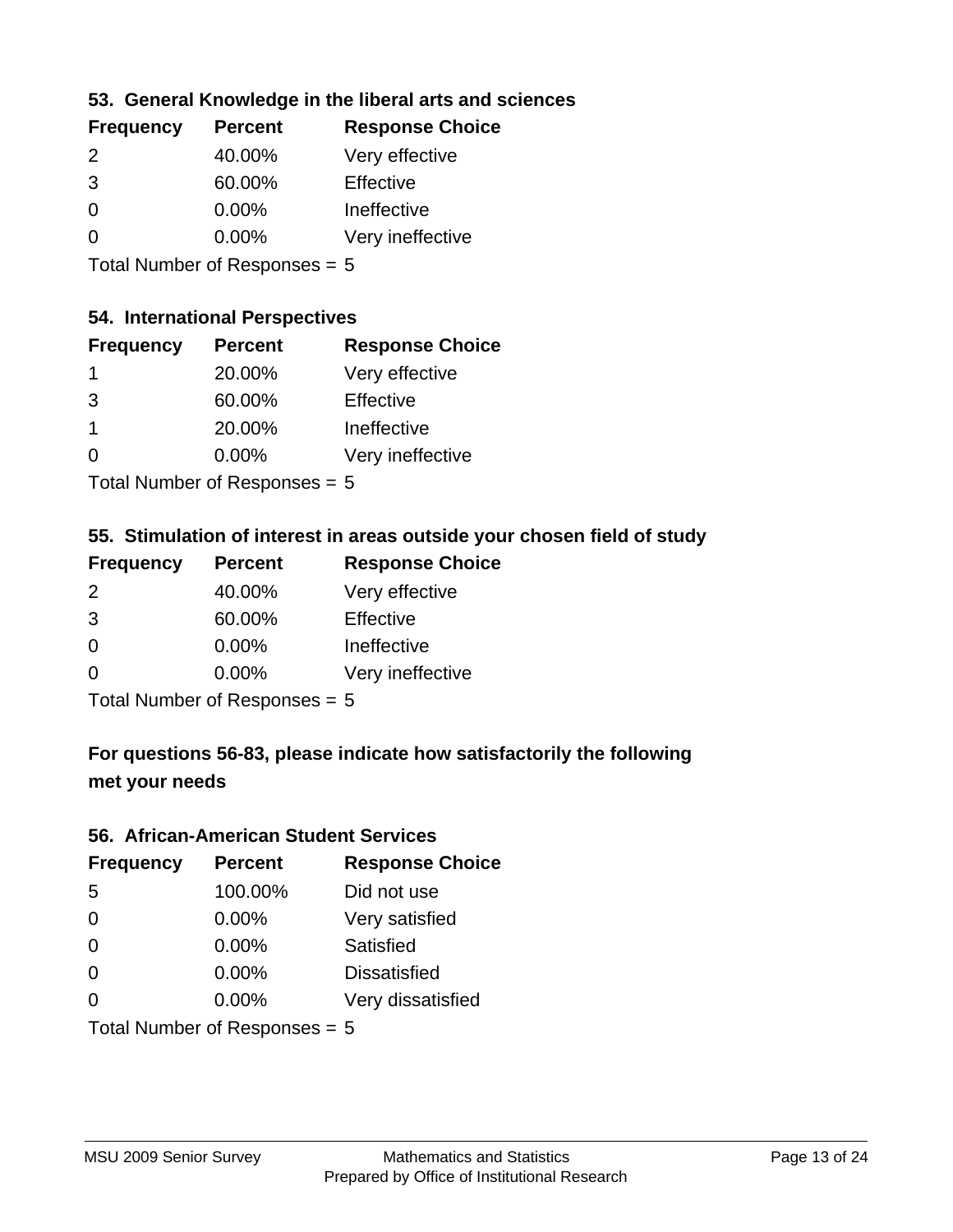### 53. General Knowledge in the liberal arts and sciences

| Frequency | Percent | Response Choice |
|---|---|---|
| 2 | 40.00% | Very effective |
| 3 | 60.00% | Effective |
| 0 | 0.00% | Ineffective |
| 0 | 0.00% | Very ineffective |

Total Number of Responses = 5

### 54. International Perspectives

| Frequency | Percent | Response Choice |
|---|---|---|
| 1 | 20.00% | Very effective |
| 3 | 60.00% | Effective |
| 1 | 20.00% | Ineffective |
| 0 | 0.00% | Very ineffective |

Total Number of Responses = 5

### 55. Stimulation of interest in areas outside your chosen field of study

| Frequency | Percent | Response Choice |
|---|---|---|
| 2 | 40.00% | Very effective |
| 3 | 60.00% | Effective |
| 0 | 0.00% | Ineffective |
| 0 | 0.00% | Very ineffective |

Total Number of Responses = 5

## For questions 56-83, please indicate how satisfactorily the following met your needs

### 56. African-American Student Services

| Frequency | Percent | Response Choice |
|---|---|---|
| 5 | 100.00% | Did not use |
| 0 | 0.00% | Very satisfied |
| 0 | 0.00% | Satisfied |
| 0 | 0.00% | Dissatisfied |
| 0 | 0.00% | Very dissatisfied |

Total Number of Responses = 5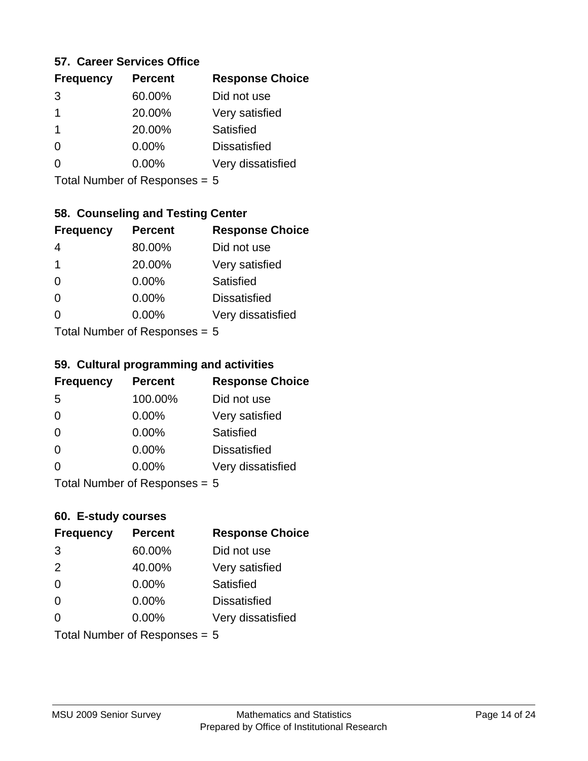### 57. Career Services Office

| Frequency | Percent | Response Choice |
|---|---|---|
| 3 | 60.00% | Did not use |
| 1 | 20.00% | Very satisfied |
| 1 | 20.00% | Satisfied |
| 0 | 0.00% | Dissatisfied |
| 0 | 0.00% | Very dissatisfied |

Total Number of Responses = 5

### 58. Counseling and Testing Center

| Frequency | Percent | Response Choice |
|---|---|---|
| 4 | 80.00% | Did not use |
| 1 | 20.00% | Very satisfied |
| 0 | 0.00% | Satisfied |
| 0 | 0.00% | Dissatisfied |
| 0 | 0.00% | Very dissatisfied |

Total Number of Responses = 5

### 59. Cultural programming and activities

| Frequency | Percent | Response Choice |
|---|---|---|
| 5 | 100.00% | Did not use |
| 0 | 0.00% | Very satisfied |
| 0 | 0.00% | Satisfied |
| 0 | 0.00% | Dissatisfied |
| 0 | 0.00% | Very dissatisfied |

Total Number of Responses = 5

### 60. E-study courses

| Frequency | Percent | Response Choice |
|---|---|---|
| 3 | 60.00% | Did not use |
| 2 | 40.00% | Very satisfied |
| 0 | 0.00% | Satisfied |
| 0 | 0.00% | Dissatisfied |
| 0 | 0.00% | Very dissatisfied |

Total Number of Responses = 5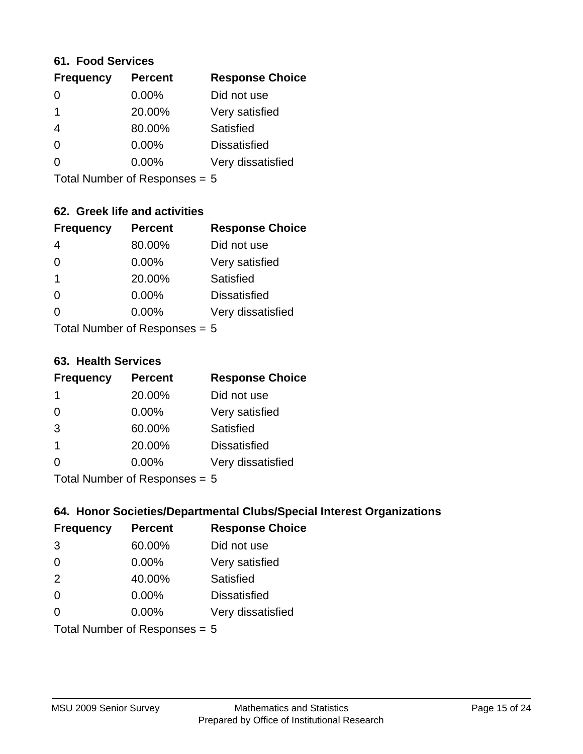### 61. Food Services

| Frequency | Percent | Response Choice |
|---|---|---|
| 0 | 0.00% | Did not use |
| 1 | 20.00% | Very satisfied |
| 4 | 80.00% | Satisfied |
| 0 | 0.00% | Dissatisfied |
| 0 | 0.00% | Very dissatisfied |

Total Number of Responses = 5

### 62. Greek life and activities

| Frequency | Percent | Response Choice |
|---|---|---|
| 4 | 80.00% | Did not use |
| 0 | 0.00% | Very satisfied |
| 1 | 20.00% | Satisfied |
| 0 | 0.00% | Dissatisfied |
| 0 | 0.00% | Very dissatisfied |

Total Number of Responses = 5

### 63. Health Services

| Frequency | Percent | Response Choice |
|---|---|---|
| 1 | 20.00% | Did not use |
| 0 | 0.00% | Very satisfied |
| 3 | 60.00% | Satisfied |
| 1 | 20.00% | Dissatisfied |
| 0 | 0.00% | Very dissatisfied |

Total Number of Responses = 5

### 64. Honor Societies/Departmental Clubs/Special Interest Organizations

| Frequency | Percent | Response Choice |
|---|---|---|
| 3 | 60.00% | Did not use |
| 0 | 0.00% | Very satisfied |
| 2 | 40.00% | Satisfied |
| 0 | 0.00% | Dissatisfied |
| 0 | 0.00% | Very dissatisfied |

Total Number of Responses = 5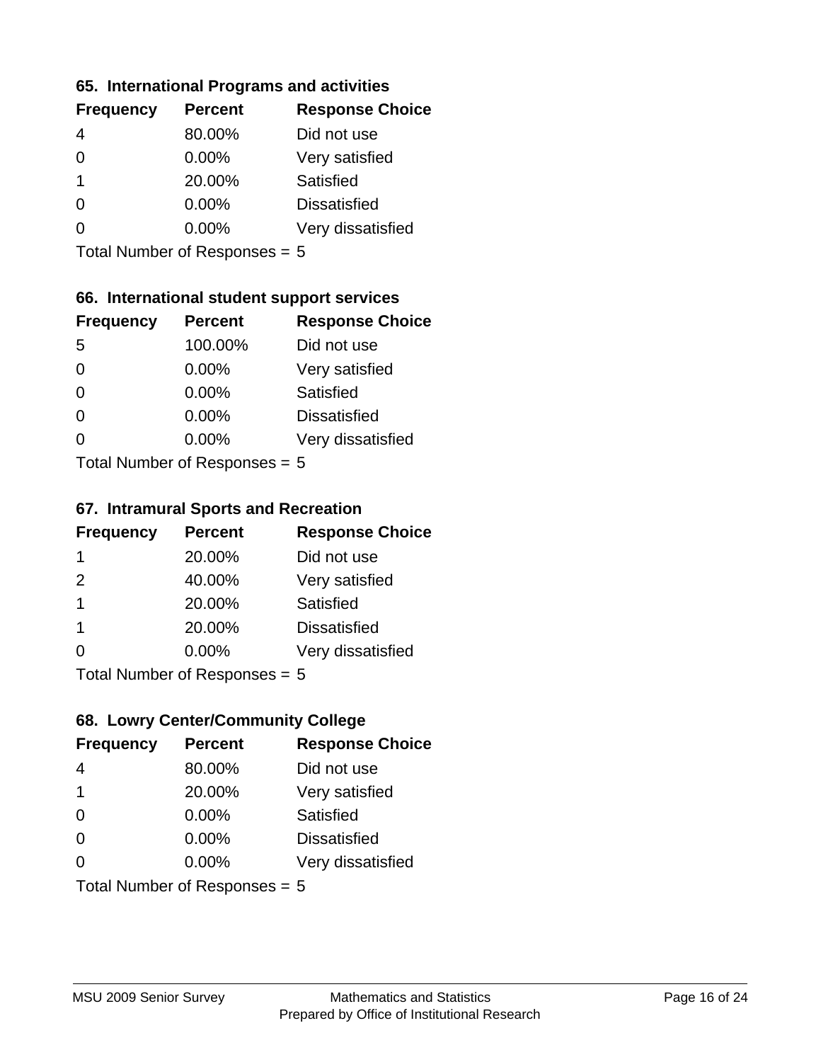### 65. International Programs and activities

| Frequency | Percent | Response Choice |
| --- | --- | --- |
| 4 | 80.00% | Did not use |
| 0 | 0.00% | Very satisfied |
| 1 | 20.00% | Satisfied |
| 0 | 0.00% | Dissatisfied |
| 0 | 0.00% | Very dissatisfied |

Total Number of Responses = 5

### 66. International student support services

| Frequency | Percent | Response Choice |
| --- | --- | --- |
| 5 | 100.00% | Did not use |
| 0 | 0.00% | Very satisfied |
| 0 | 0.00% | Satisfied |
| 0 | 0.00% | Dissatisfied |
| 0 | 0.00% | Very dissatisfied |

Total Number of Responses = 5

### 67. Intramural Sports and Recreation

| Frequency | Percent | Response Choice |
| --- | --- | --- |
| 1 | 20.00% | Did not use |
| 2 | 40.00% | Very satisfied |
| 1 | 20.00% | Satisfied |
| 1 | 20.00% | Dissatisfied |
| 0 | 0.00% | Very dissatisfied |

Total Number of Responses = 5

### 68. Lowry Center/Community College

| Frequency | Percent | Response Choice |
| --- | --- | --- |
| 4 | 80.00% | Did not use |
| 1 | 20.00% | Very satisfied |
| 0 | 0.00% | Satisfied |
| 0 | 0.00% | Dissatisfied |
| 0 | 0.00% | Very dissatisfied |

Total Number of Responses = 5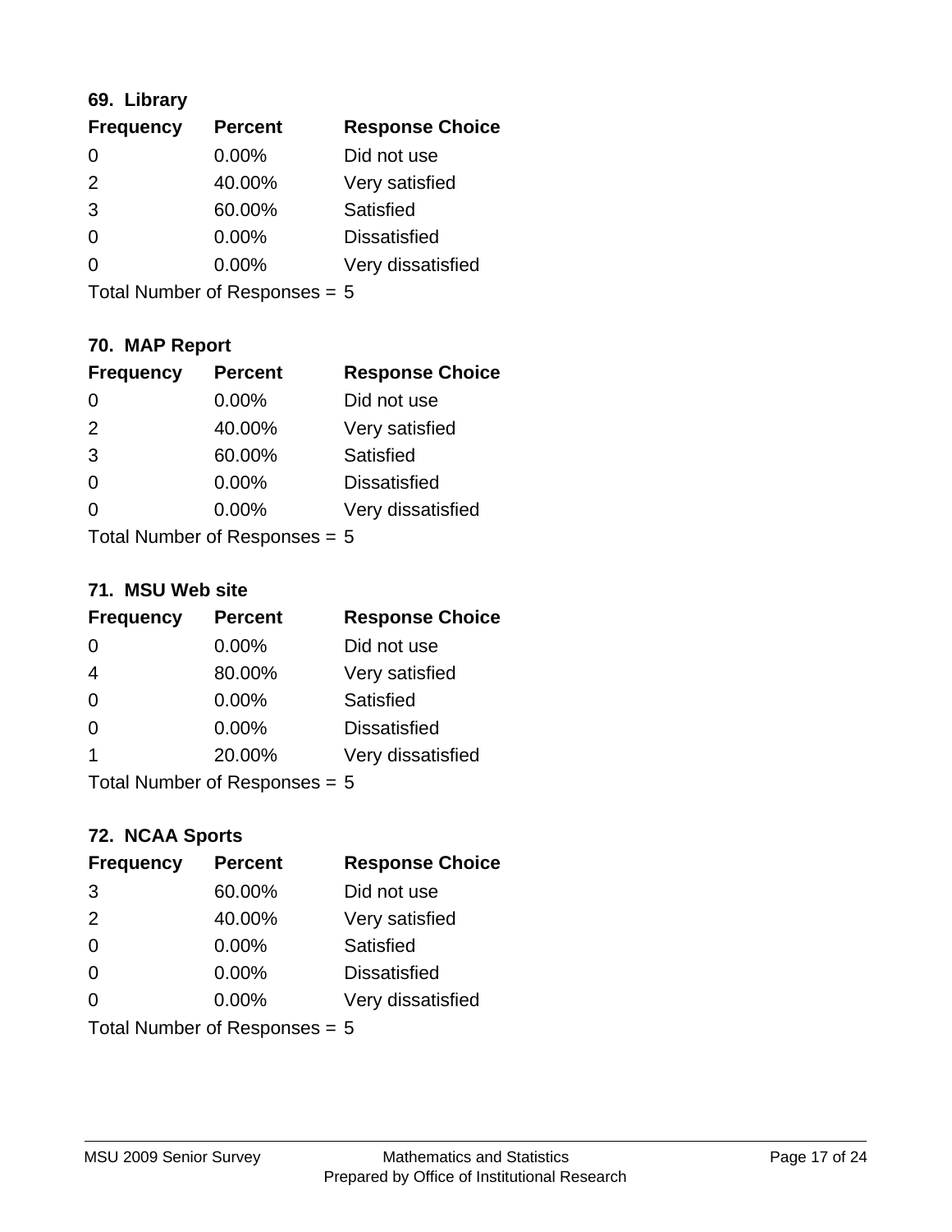### 69. Library

| Frequency | Percent | Response Choice |
|---|---|---|
| 0 | 0.00% | Did not use |
| 2 | 40.00% | Very satisfied |
| 3 | 60.00% | Satisfied |
| 0 | 0.00% | Dissatisfied |
| 0 | 0.00% | Very dissatisfied |

Total Number of Responses = 5

### 70. MAP Report

| Frequency | Percent | Response Choice |
|---|---|---|
| 0 | 0.00% | Did not use |
| 2 | 40.00% | Very satisfied |
| 3 | 60.00% | Satisfied |
| 0 | 0.00% | Dissatisfied |
| 0 | 0.00% | Very dissatisfied |

Total Number of Responses = 5

### 71. MSU Web site

| Frequency | Percent | Response Choice |
|---|---|---|
| 0 | 0.00% | Did not use |
| 4 | 80.00% | Very satisfied |
| 0 | 0.00% | Satisfied |
| 0 | 0.00% | Dissatisfied |
| 1 | 20.00% | Very dissatisfied |

Total Number of Responses = 5

### 72. NCAA Sports

| Frequency | Percent | Response Choice |
|---|---|---|
| 3 | 60.00% | Did not use |
| 2 | 40.00% | Very satisfied |
| 0 | 0.00% | Satisfied |
| 0 | 0.00% | Dissatisfied |
| 0 | 0.00% | Very dissatisfied |

Total Number of Responses = 5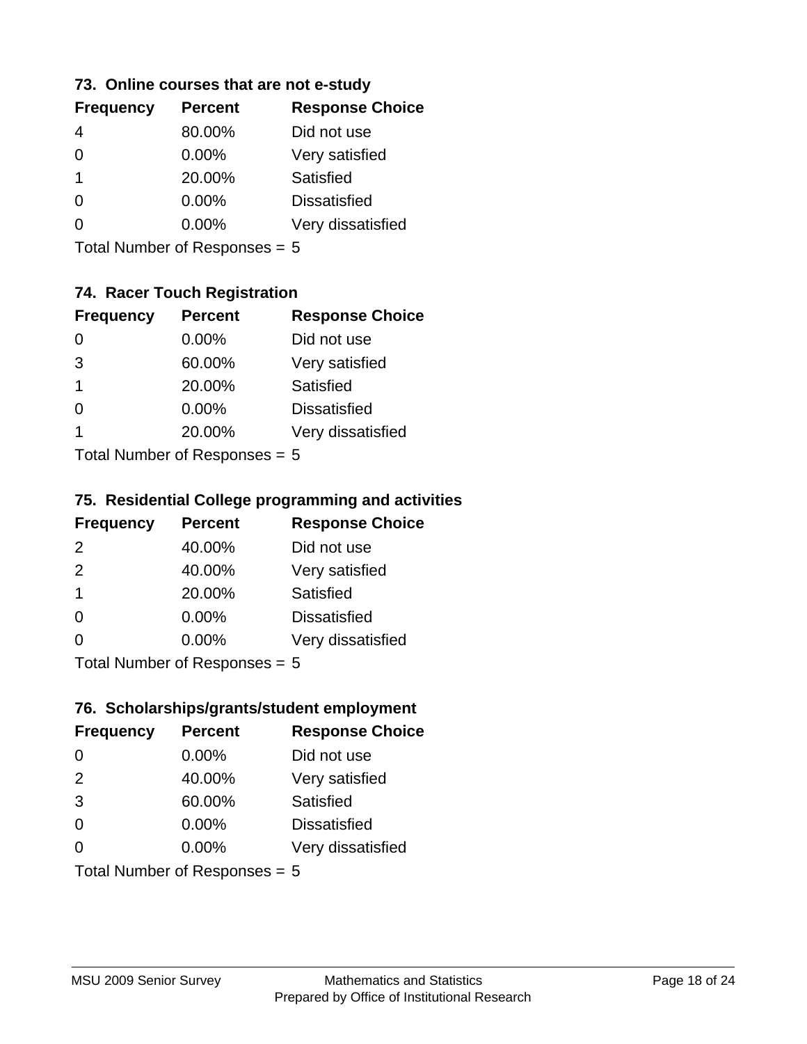### 73. Online courses that are not e-study

| Frequency | Percent | Response Choice |
|---|---|---|
| 4 | 80.00% | Did not use |
| 0 | 0.00% | Very satisfied |
| 1 | 20.00% | Satisfied |
| 0 | 0.00% | Dissatisfied |
| 0 | 0.00% | Very dissatisfied |

Total Number of Responses = 5

### 74. Racer Touch Registration

| Frequency | Percent | Response Choice |
|---|---|---|
| 0 | 0.00% | Did not use |
| 3 | 60.00% | Very satisfied |
| 1 | 20.00% | Satisfied |
| 0 | 0.00% | Dissatisfied |
| 1 | 20.00% | Very dissatisfied |

Total Number of Responses = 5

### 75. Residential College programming and activities

| Frequency | Percent | Response Choice |
|---|---|---|
| 2 | 40.00% | Did not use |
| 2 | 40.00% | Very satisfied |
| 1 | 20.00% | Satisfied |
| 0 | 0.00% | Dissatisfied |
| 0 | 0.00% | Very dissatisfied |

Total Number of Responses = 5

### 76. Scholarships/grants/student employment

| Frequency | Percent | Response Choice |
|---|---|---|
| 0 | 0.00% | Did not use |
| 2 | 40.00% | Very satisfied |
| 3 | 60.00% | Satisfied |
| 0 | 0.00% | Dissatisfied |
| 0 | 0.00% | Very dissatisfied |

Total Number of Responses = 5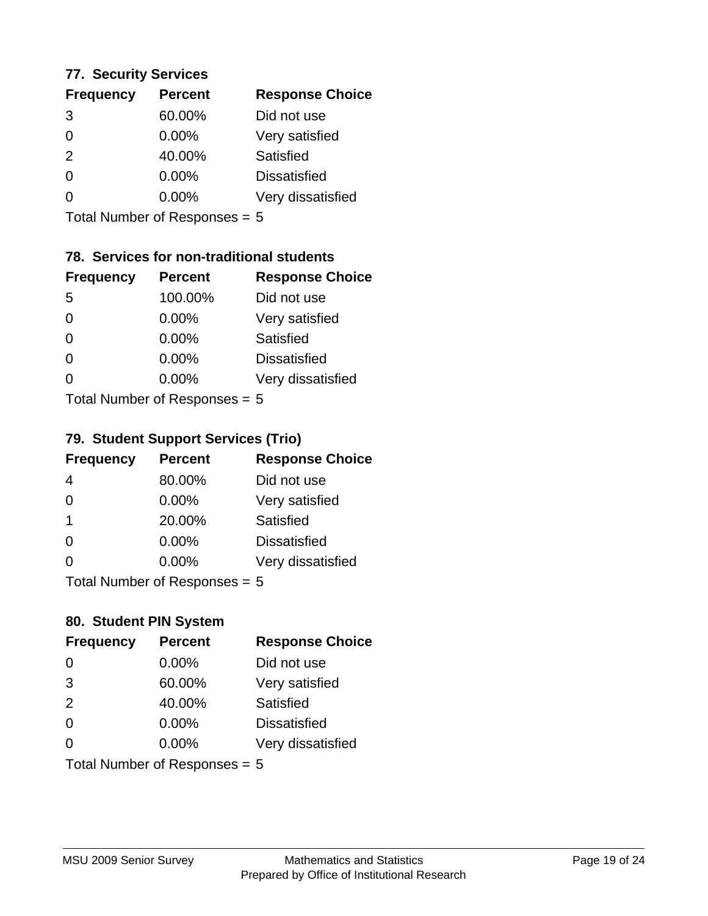### 77. Security Services

| Frequency | Percent | Response Choice |
|---|---|---|
| 3 | 60.00% | Did not use |
| 0 | 0.00% | Very satisfied |
| 2 | 40.00% | Satisfied |
| 0 | 0.00% | Dissatisfied |
| 0 | 0.00% | Very dissatisfied |

Total Number of Responses = 5

### 78. Services for non-traditional students

| Frequency | Percent | Response Choice |
|---|---|---|
| 5 | 100.00% | Did not use |
| 0 | 0.00% | Very satisfied |
| 0 | 0.00% | Satisfied |
| 0 | 0.00% | Dissatisfied |
| 0 | 0.00% | Very dissatisfied |

Total Number of Responses = 5

### 79. Student Support Services (Trio)

| Frequency | Percent | Response Choice |
|---|---|---|
| 4 | 80.00% | Did not use |
| 0 | 0.00% | Very satisfied |
| 1 | 20.00% | Satisfied |
| 0 | 0.00% | Dissatisfied |
| 0 | 0.00% | Very dissatisfied |

Total Number of Responses = 5

### 80. Student PIN System

| Frequency | Percent | Response Choice |
|---|---|---|
| 0 | 0.00% | Did not use |
| 3 | 60.00% | Very satisfied |
| 2 | 40.00% | Satisfied |
| 0 | 0.00% | Dissatisfied |
| 0 | 0.00% | Very dissatisfied |

Total Number of Responses = 5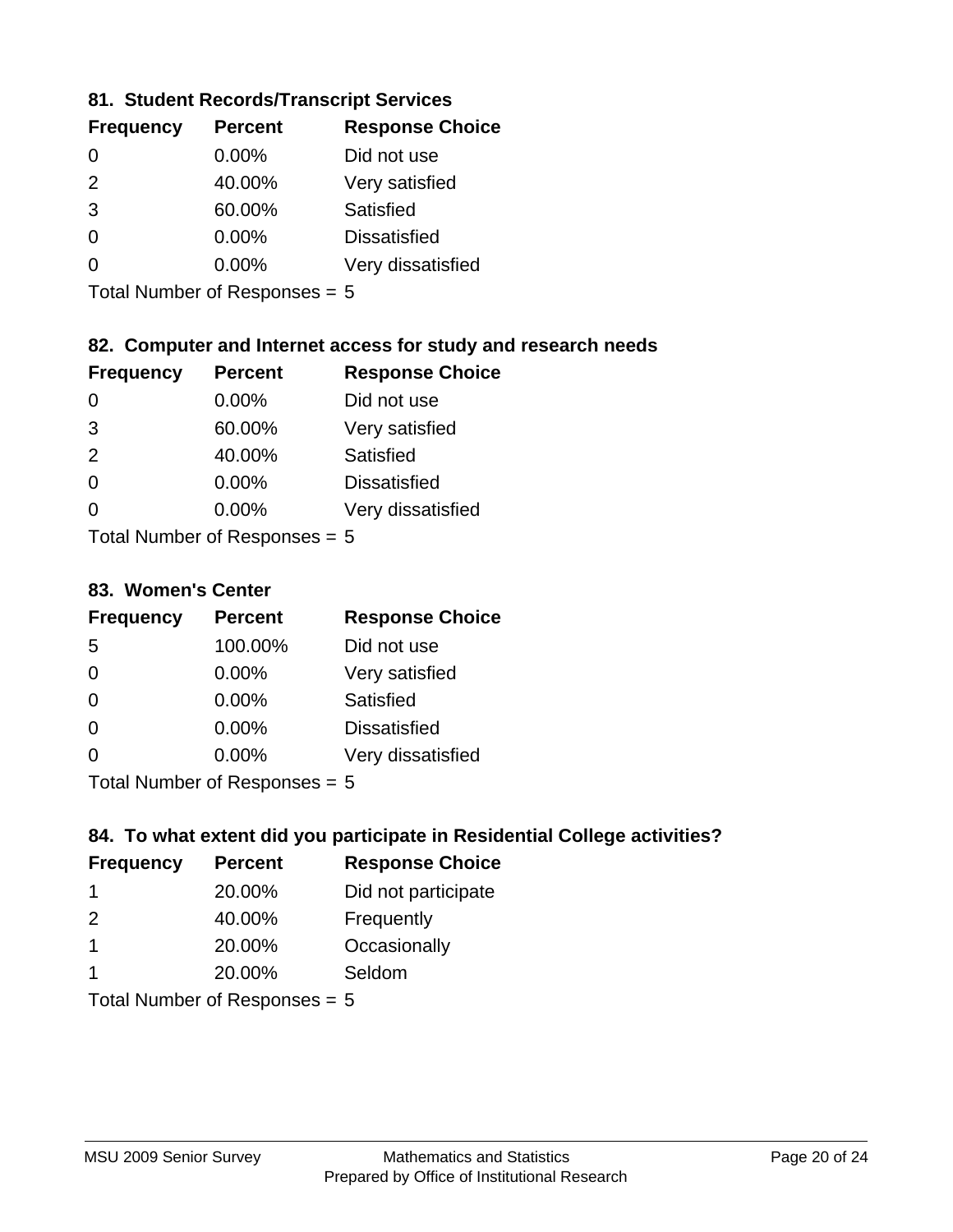### 81. Student Records/Transcript Services

| Frequency | Percent | Response Choice |
|---|---|---|
| 0 | 0.00% | Did not use |
| 2 | 40.00% | Very satisfied |
| 3 | 60.00% | Satisfied |
| 0 | 0.00% | Dissatisfied |
| 0 | 0.00% | Very dissatisfied |

Total Number of Responses = 5

### 82. Computer and Internet access for study and research needs

| Frequency | Percent | Response Choice |
|---|---|---|
| 0 | 0.00% | Did not use |
| 3 | 60.00% | Very satisfied |
| 2 | 40.00% | Satisfied |
| 0 | 0.00% | Dissatisfied |
| 0 | 0.00% | Very dissatisfied |

Total Number of Responses = 5

### 83. Women's Center

| Frequency | Percent | Response Choice |
|---|---|---|
| 5 | 100.00% | Did not use |
| 0 | 0.00% | Very satisfied |
| 0 | 0.00% | Satisfied |
| 0 | 0.00% | Dissatisfied |
| 0 | 0.00% | Very dissatisfied |

Total Number of Responses = 5

### 84. To what extent did you participate in Residential College activities?

| Frequency | Percent | Response Choice |
|---|---|---|
| 1 | 20.00% | Did not participate |
| 2 | 40.00% | Frequently |
| 1 | 20.00% | Occasionally |
| 1 | 20.00% | Seldom |

Total Number of Responses = 5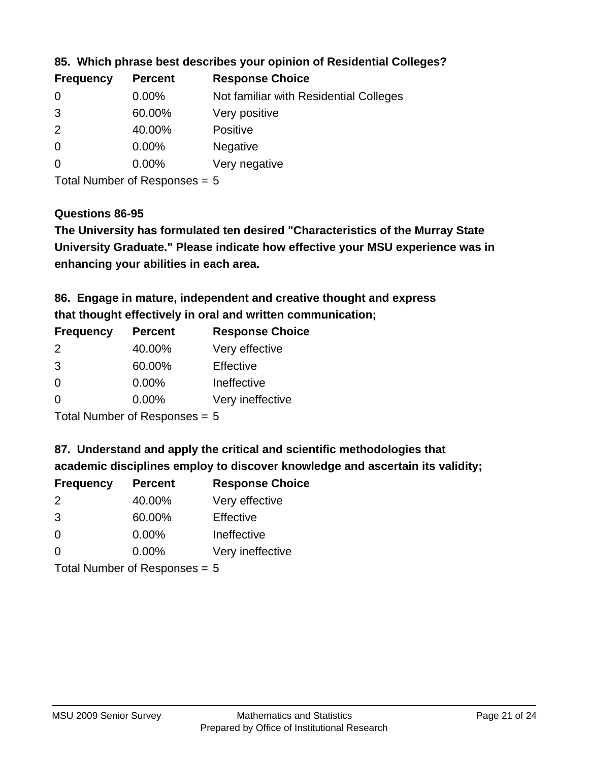### 85. Which phrase best describes your opinion of Residential Colleges?

| Frequency | Percent | Response Choice |
|---|---|---|
| 0 | 0.00% | Not familiar with Residential Colleges |
| 3 | 60.00% | Very positive |
| 2 | 40.00% | Positive |
| 0 | 0.00% | Negative |
| 0 | 0.00% | Very negative |

Total Number of Responses = 5

### Questions 86-95

**The University has formulated ten desired "Characteristics of the Murray State University Graduate." Please indicate how effective your MSU experience was in enhancing your abilities in each area.**

### 86. Engage in mature, independent and creative thought and express that thought effectively in oral and written communication;

| Frequency | Percent | Response Choice |
|---|---|---|
| 2 | 40.00% | Very effective |
| 3 | 60.00% | Effective |
| 0 | 0.00% | Ineffective |
| 0 | 0.00% | Very ineffective |

Total Number of Responses = 5

### 87. Understand and apply the critical and scientific methodologies that academic disciplines employ to discover knowledge and ascertain its validity;

| Frequency | Percent | Response Choice |
|---|---|---|
| 2 | 40.00% | Very effective |
| 3 | 60.00% | Effective |
| 0 | 0.00% | Ineffective |
| 0 | 0.00% | Very ineffective |

Total Number of Responses = 5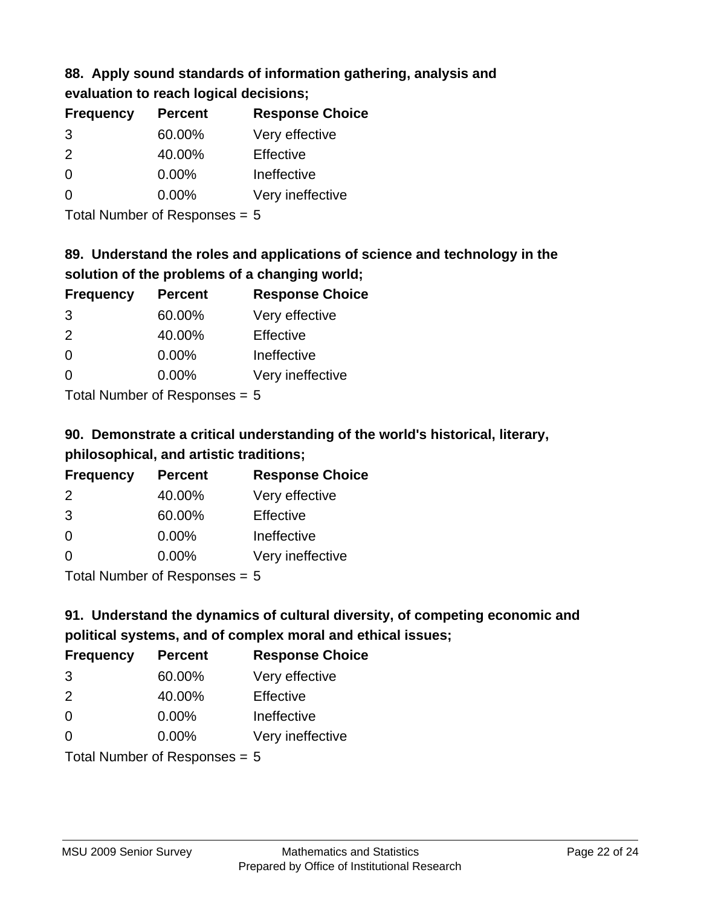### 88. Apply sound standards of information gathering, analysis and evaluation to reach logical decisions;

| Frequency | Percent | Response Choice |
|---|---|---|
| 3 | 60.00% | Very effective |
| 2 | 40.00% | Effective |
| 0 | 0.00% | Ineffective |
| 0 | 0.00% | Very ineffective |

Total Number of Responses = 5

### 89. Understand the roles and applications of science and technology in the solution of the problems of a changing world;

| Frequency | Percent | Response Choice |
|---|---|---|
| 3 | 60.00% | Very effective |
| 2 | 40.00% | Effective |
| 0 | 0.00% | Ineffective |
| 0 | 0.00% | Very ineffective |

Total Number of Responses = 5

### 90. Demonstrate a critical understanding of the world's historical, literary, philosophical, and artistic traditions;

| Frequency | Percent | Response Choice |
|---|---|---|
| 2 | 40.00% | Very effective |
| 3 | 60.00% | Effective |
| 0 | 0.00% | Ineffective |
| 0 | 0.00% | Very ineffective |

Total Number of Responses = 5

### 91. Understand the dynamics of cultural diversity, of competing economic and political systems, and of complex moral and ethical issues;

| Frequency | Percent | Response Choice |
|---|---|---|
| 3 | 60.00% | Very effective |
| 2 | 40.00% | Effective |
| 0 | 0.00% | Ineffective |
| 0 | 0.00% | Very ineffective |

Total Number of Responses = 5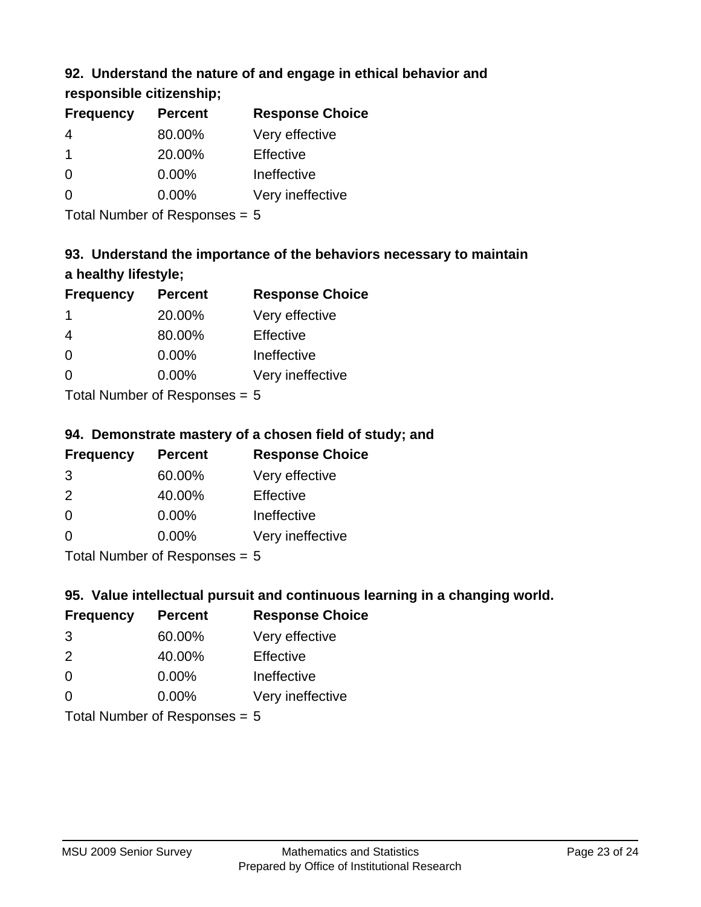### 92. Understand the nature of and engage in ethical behavior and responsible citizenship;

| Frequency | Percent | Response Choice |
|---|---|---|
| 4 | 80.00% | Very effective |
| 1 | 20.00% | Effective |
| 0 | 0.00% | Ineffective |
| 0 | 0.00% | Very ineffective |

Total Number of Responses = 5

### 93. Understand the importance of the behaviors necessary to maintain a healthy lifestyle;

| Frequency | Percent | Response Choice |
|---|---|---|
| 1 | 20.00% | Very effective |
| 4 | 80.00% | Effective |
| 0 | 0.00% | Ineffective |
| 0 | 0.00% | Very ineffective |

Total Number of Responses = 5

### 94. Demonstrate mastery of a chosen field of study; and

| Frequency | Percent | Response Choice |
|---|---|---|
| 3 | 60.00% | Very effective |
| 2 | 40.00% | Effective |
| 0 | 0.00% | Ineffective |
| 0 | 0.00% | Very ineffective |

Total Number of Responses = 5

### 95. Value intellectual pursuit and continuous learning in a changing world.

| Frequency | Percent | Response Choice |
|---|---|---|
| 3 | 60.00% | Very effective |
| 2 | 40.00% | Effective |
| 0 | 0.00% | Ineffective |
| 0 | 0.00% | Very ineffective |

Total Number of Responses = 5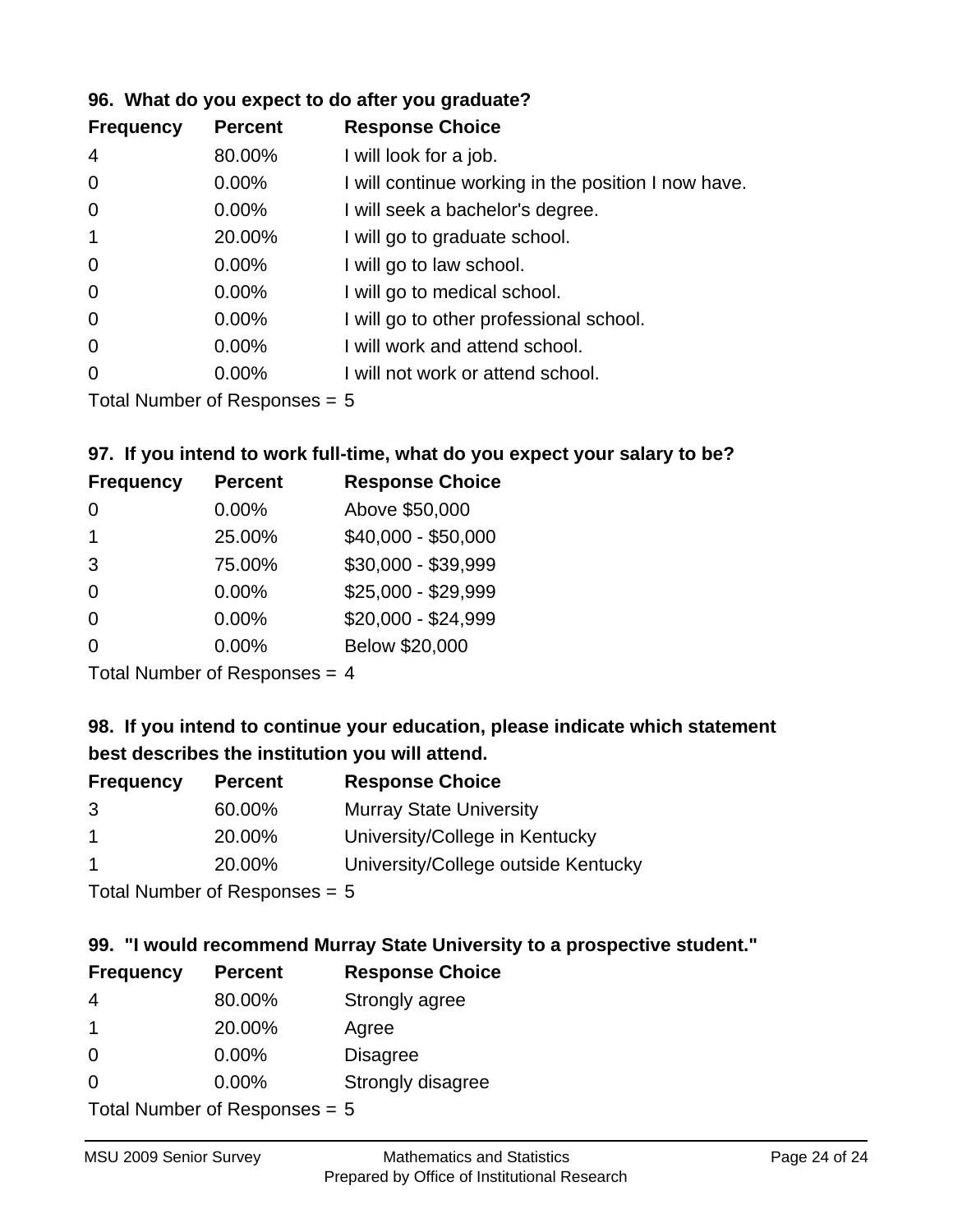### 96. What do you expect to do after you graduate?

| Frequency | Percent | Response Choice |
|---|---|---|
| 4 | 80.00% | I will look for a job. |
| 0 | 0.00% | I will continue working in the position I now have. |
| 0 | 0.00% | I will seek a bachelor's degree. |
| 1 | 20.00% | I will go to graduate school. |
| 0 | 0.00% | I will go to law school. |
| 0 | 0.00% | I will go to medical school. |
| 0 | 0.00% | I will go to other professional school. |
| 0 | 0.00% | I will work and attend school. |
| 0 | 0.00% | I will not work or attend school. |

Total Number of Responses = 5

### 97. If you intend to work full-time, what do you expect your salary to be?

| Frequency | Percent | Response Choice |
|---|---|---|
| 0 | 0.00% | Above $50,000 |
| 1 | 25.00% | $40,000 - $50,000 |
| 3 | 75.00% | $30,000 - $39,999 |
| 0 | 0.00% | $25,000 - $29,999 |
| 0 | 0.00% | $20,000 - $24,999 |
| 0 | 0.00% | Below $20,000 |

Total Number of Responses = 4

### 98. If you intend to continue your education, please indicate which statement best describes the institution you will attend.

| Frequency | Percent | Response Choice |
|---|---|---|
| 3 | 60.00% | Murray State University |
| 1 | 20.00% | University/College in Kentucky |
| 1 | 20.00% | University/College outside Kentucky |

Total Number of Responses = 5

### 99. "I would recommend Murray State University to a prospective student."

| Frequency | Percent | Response Choice |
|---|---|---|
| 4 | 80.00% | Strongly agree |
| 1 | 20.00% | Agree |
| 0 | 0.00% | Disagree |
| 0 | 0.00% | Strongly disagree |

Total Number of Responses = 5